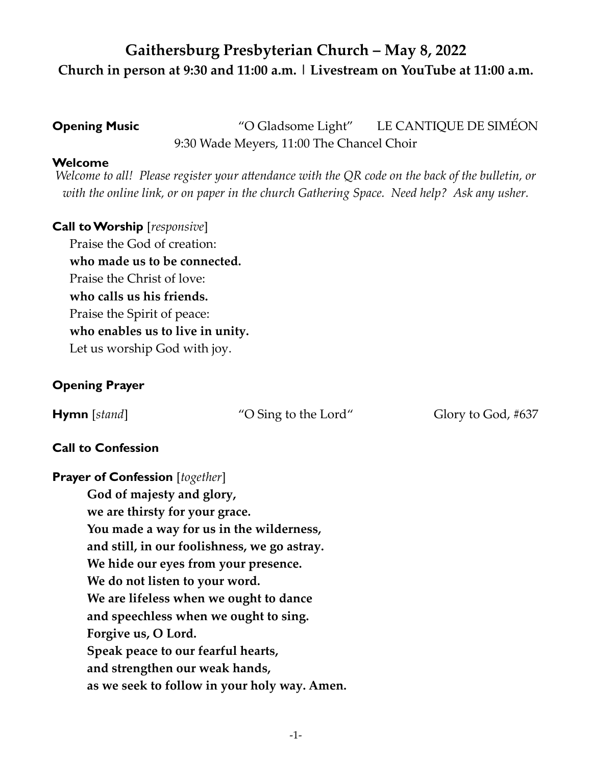# Gaithersburg Presbyterian Church – May 8, 2022

## Church in person at 9:30 and 11:00 a.m. | Livestream on YouTube at 11:00 a.m.

**Opening Music** "O Gladsome Light" LE CANTIQUE DE SIMÉON
9:30 Wade Meyers, 11:00 The Chancel Choir

**Welcome**

*Welcome to all! Please register your attendance with the QR code on the back of the bulletin, or with the online link, or on paper in the church Gathering Space. Need help? Ask any usher.*

**Call to Worship** [*responsive*]

Praise the God of creation:
**who made us to be connected.**
Praise the Christ of love:
**who calls us his friends.**
Praise the Spirit of peace:
**who enables us to live in unity.**
Let us worship God with joy.

**Opening Prayer**

**Hymn** [*stand*] "O Sing to the Lord" Glory to God, #637

**Call to Confession**

**Prayer of Confession** [*together*]

**God of majesty and glory,**
**we are thirsty for your grace.**
**You made a way for us in the wilderness,**
**and still, in our foolishness, we go astray.**
**We hide our eyes from your presence.**
**We do not listen to your word.**
**We are lifeless when we ought to dance**
**and speechless when we ought to sing.**
**Forgive us, O Lord.**
**Speak peace to our fearful hearts,**
**and strengthen our weak hands,**
**as we seek to follow in your holy way. Amen.**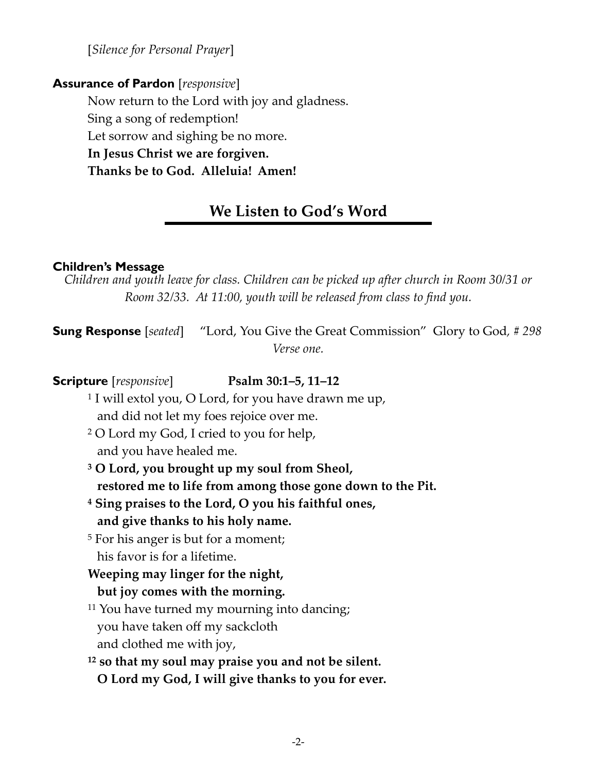[*Silence for Personal Prayer*]

**Assurance of Pardon** [*responsive*]

Now return to the Lord with joy and gladness.
Sing a song of redemption!
Let sorrow and sighing be no more.
**In Jesus Christ we are forgiven.**
**Thanks be to God. Alleluia! Amen!**

## We Listen to God's Word

**Children's Message**

*Children and youth leave for class. Children can be picked up after church in Room 30/31 or Room 32/33. At 11:00, youth will be released from class to find you.*

**Sung Response** [*seated*] "Lord, You Give the Great Commission" Glory to God, *# 298*
*Verse one.*

**Scripture** [*responsive*] **Psalm 30:1–5, 11–12**

1 I will extol you, O Lord, for you have drawn me up,
and did not let my foes rejoice over me.
2 O Lord my God, I cried to you for help,
and you have healed me.
**3 O Lord, you brought up my soul from Sheol,**
**restored me to life from among those gone down to the Pit.**
**4 Sing praises to the Lord, O you his faithful ones,**
**and give thanks to his holy name.**
5 For his anger is but for a moment;
his favor is for a lifetime.
**Weeping may linger for the night,**
**but joy comes with the morning.**
11 You have turned my mourning into dancing;
you have taken off my sackcloth
and clothed me with joy,
**12 so that my soul may praise you and not be silent.**
**O Lord my God, I will give thanks to you for ever.**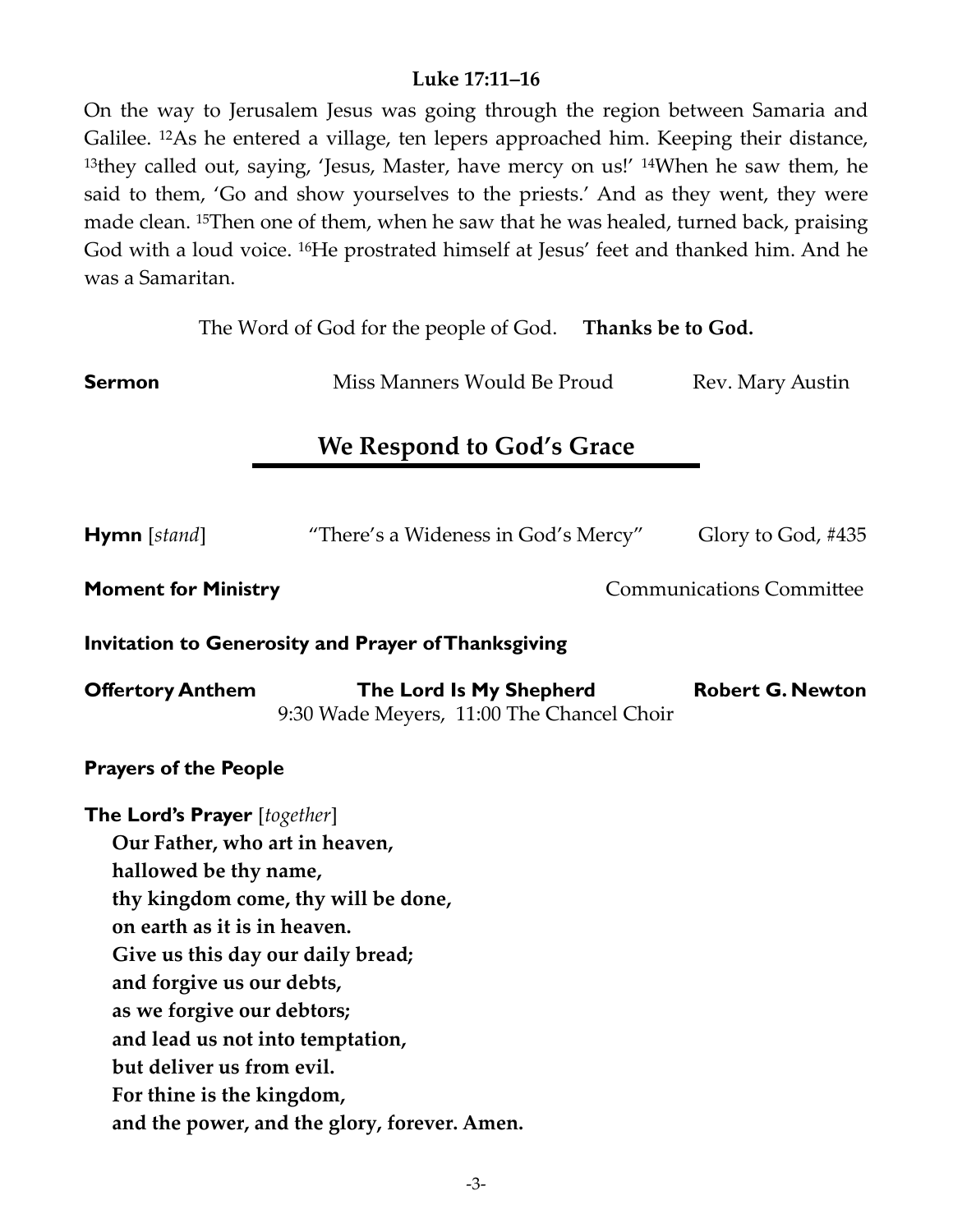**Luke 17:11–16**

On the way to Jerusalem Jesus was going through the region between Samaria and Galilee. [12]As he entered a village, ten lepers approached him. Keeping their distance, [13]they called out, saying, 'Jesus, Master, have mercy on us!' [14]When he saw them, he said to them, 'Go and show yourselves to the priests.' And as they went, they were made clean. [15]Then one of them, when he saw that he was healed, turned back, praising God with a loud voice. [16]He prostrated himself at Jesus' feet and thanked him. And he was a Samaritan.

The Word of God for the people of God. **Thanks be to God.**

**Sermon** Miss Manners Would Be Proud Rev. Mary Austin

## We Respond to God's Grace

**Hymn** [*stand*] "There's a Wideness in God's Mercy" Glory to God, #435

**Moment for Ministry** Communications Committee

**Invitation to Generosity and Prayer of Thanksgiving**

**Offertory Anthem** **The Lord Is My Shepherd** **Robert G. Newton**
9:30 Wade Meyers, 11:00 The Chancel Choir

**Prayers of the People**

**The Lord's Prayer** [*together*]

**Our Father, who art in heaven,**
**hallowed be thy name,**
**thy kingdom come, thy will be done,**
**on earth as it is in heaven.**
**Give us this day our daily bread;**
**and forgive us our debts,**
**as we forgive our debtors;**
**and lead us not into temptation,**
**but deliver us from evil.**
**For thine is the kingdom,**
**and the power, and the glory, forever. Amen.**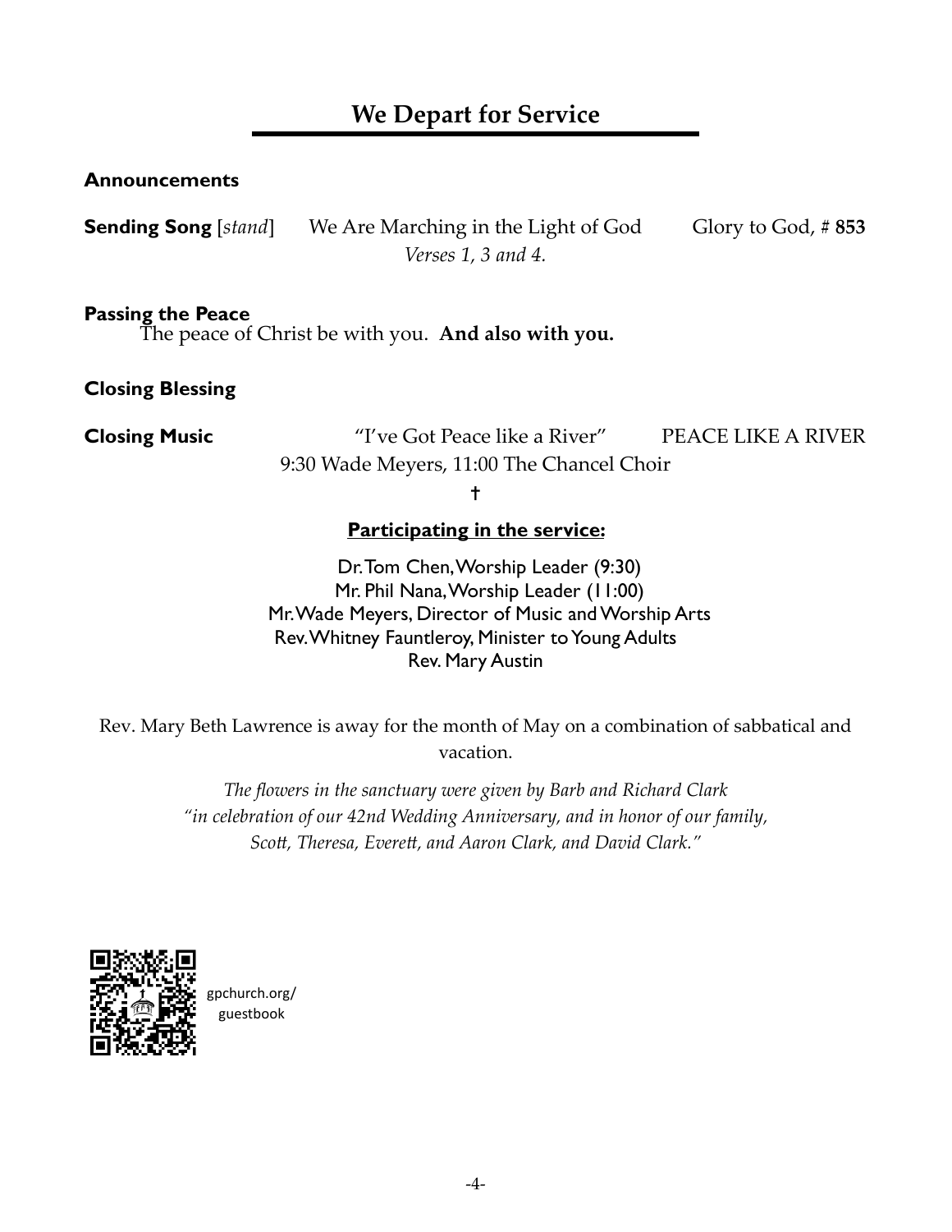## We Depart for Service

**Announcements**

**Sending Song** [*stand*] We Are Marching in the Light of God Glory to God, # **853**

*Verses 1, 3 and 4.*

**Passing the Peace**

The peace of Christ be with you. **And also with you.**

**Closing Blessing**

**Closing Music** "I've Got Peace like a River" PEACE LIKE A RIVER

9:30 Wade Meyers, 11:00 The Chancel Choir

†

**Participating in the service:**

Dr. Tom Chen, Worship Leader (9:30)
Mr. Phil Nana, Worship Leader (11:00)
Mr. Wade Meyers, Director of Music and Worship Arts
Rev. Whitney Fauntleroy, Minister to Young Adults
Rev. Mary Austin

Rev. Mary Beth Lawrence is away for the month of May on a combination of sabbatical and vacation.

*The flowers in the sanctuary were given by Barb and Richard Clark "in celebration of our 42nd Wedding Anniversary, and in honor of our family, Scott, Theresa, Everett, and Aaron Clark, and David Clark."*

gpchurch.org/guestbook